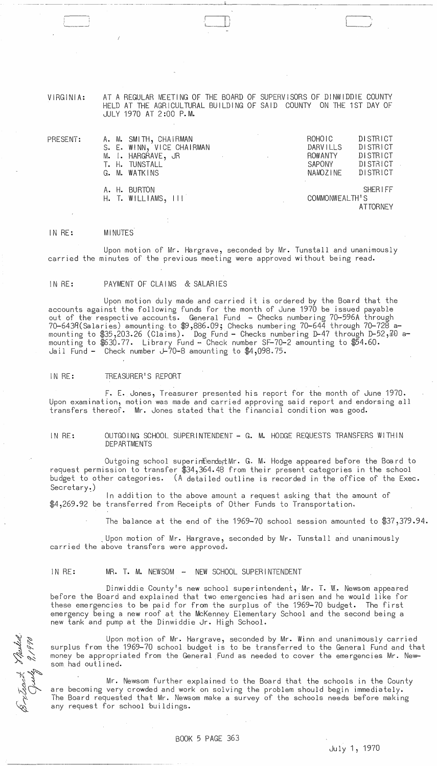VIRGINIA: AT A REGULAR MEETING OF THE BOARD OF SUPERVISORS OF DINWIDDIE COUNTY HELD AT THE AGRICULTURAL BUILDING OF SAID COUNTY ON THE 1ST DAY OF JULY 1970 AT 2:00 P.M.

| PRESENT: | | |
|---|---|---|
| | A. M. SMITH, CHAIRMAN | ROHOIC DISTRICT |
| | S. E. WINN, VICE CHAIRMAN | DARVILLS DISTRICT |
| | M. I. HARGRAVE, JR | ROWANTY DISTRICT |
| | T. H. TUNSTALL | SAPONY DISTRICT |
| | G. M. WATKINS | NAMOZINE DISTRICT |
| | A. H. BURTON | SHERIFF |
| | H. T. WILLIAMS, III | COMMONWEALTH'S ATTORNEY |

IN RE: MINUTES

Upon motion of Mr. Hargrave, seconded by Mr. Tunstall and unanimously carried the minutes of the previous meeting were approved without being read.

IN RE: PAYMENT OF CLAIMS & SALARIES

Upon motion duly made and carried it is ordered by the Board that the accounts against the following funds for the month of June 1970 be issued payable out of the respective accounts. General Fund - Checks numbering 70-596A through 70-643A(Salaries) amounting to $9,886.09; Checks numbering 70-644 through 70-728 amounting to $35,203.26 (Claims). Dog Fund - Checks numbering D-47 through D-52,70 amounting to $630.77. Library Fund - Check number SF-70-2 amounting to $54.60. Jail Fund - Check number J-70-8 amounting to $4,098.75.

IN RE: TREASURER'S REPORT

F. E. Jones, Treasurer presented his report for the month of June 1970. Upon examination, motion was made and carried approving said report and endorsing all transfers thereof. Mr. Jones stated that the financial condition was good.

IN RE: OUTGOING SCHOOL SUPERINTENDENT - G. M. HODGE REQUESTS TRANSFERS WITHIN DEPARTMENTS

Outgoing school superintendent Mr. G. M. Hodge appeared before the Board to request permission to transfer $34,364.48 from their present categories in the school budget to other categories. (A detailed outline is recorded in the office of the Exec. Secretary.)

In addition to the above amount a request asking that the amount of $4,269.92 be transferred from Receipts of Other Funds to Transportation.

The balance at the end of the 1969-70 school session amounted to $37,379.94.

Upon motion of Mr. Hargrave, seconded by Mr. Tunstall and unanimously carried the above transfers were approved.

IN RE: MR. T. M. NEWSOM - NEW SCHOOL SUPERINTENDENT

Dinwiddie County's new school superintendent, Mr. T. W. Newsom appeared before the Board and explained that two emergencies had arisen and he would like for these emergencies to be paid for from the surplus of the 1969-70 budget. The first emergency being a new roof at the McKenney Elementary School and the second being a new tank and pump at the Dinwiddie Jr. High School.

Upon motion of Mr. Hargrave, seconded by Mr. Winn and unanimously carried surplus from the 1969-70 school budget is to be transferred to the General Fund and that money be appropriated from the General Fund as needed to cover the emergencies Mr. Newsom had outlined.

Mr. Newsom further explained to the Board that the schools in the County are becoming very crowded and work on solving the problem should begin immediately. The Board requested that Mr. Newsom make a survey of the schools needs before making any request for school buildings.

BOOK 5 PAGE 363

July 1, 1970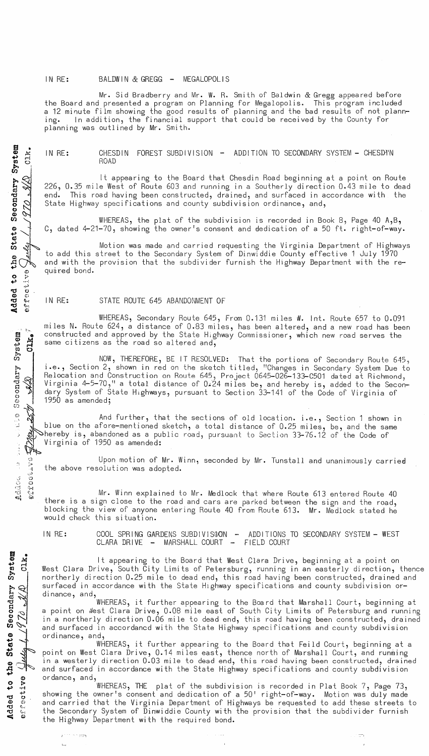IN RE: BALDWIN & GREGG - MEGALOPOLIS

Mr. Sid Bradberry and Mr. W. R. Smith of Baldwin & Gregg appeared before the Board and presented a program on Planning for Megalopolis. This program included a 12 minute film showing the good results of planning and the bad results of not planning. In addition, the financial support that could be received by the County for planning was outlined by Mr. Smith.

Added to the State Secondary System effective July 1, 1970 SLD Clk.

IN RE: CHESDIN FOREST SUBDIVISION - ADDITION TO SECONDARY SYSTEM - CHESDIN ROAD

It appearing to the Board that Chesdin Road beginning at a point on Route 226, 0.35 mile West of Route 603 and running in a Southerly direction 0.43 mile to dead end. This road having been constructed, drained, and surfaced in accordance with the State Highway specifications and county subdivision ordinance, and,

WHEREAS, the plat of the subdivision is recorded in Book 8, Page 40 A,B, C, dated 4-21-70, showing the owner's consent and dedication of a 50 ft. right-of-way.

Motion was made and carried requesting the Virginia Department of Highways to add this street to the Secondary System of Dinwiddie County effective 1 July 1970 and with the provision that the subdivider furnish the Highway Department with the required bond.

Added to the Secondary System effective May 25, 1970 SLD Clk.

IN RE: STATE ROUTE 645 ABANDONMENT OF

WHEREAS, Secondary Route 645, From 0.131 miles W. Int. Route 657 to 0.091 miles N. Route 624, a distance of 0.83 miles, has been altered, and a new road has been constructed and approved by the State Highway Commissioner, which new road serves the same citizens as the road so altered and,

NOW, THEREFORE, BE IT RESOLVED: That the portions of Secondary Route 645, i.e., Section 2, shown in red on the sketch titled, "Changes in Secondary System Due to Relocation and Construction on Route 645, Project 0645-026-133-C501 dated at Richmond, Virginia 4-5-70," a total distance of 0.24 miles be, and hereby is, added to the Secondary System of State Highways, pursuant to Section 33-141 of the Code of Virginia of 1950 as amended;

And further, that the sections of old location. i.e., Section 1 shown in blue on the afore-mentioned sketch, a total distance of 0.25 miles, be, and the same hereby is, abandoned as a public road, pursuant to Section 33-76.12 of the Code of Virginia of 1950 as amended:

Upon motion of Mr. Winn, seconded by Mr. Tunstall and unanimously carried the above resolution was adopted.

Mr. Winn explained to Mr. Medlock that where Route 613 entered Route 40 there is a sign close to the road and cars are parked between the sign and the road, blocking the view of anyone entering Route 40 from Route 613. Mr. Medlock stated he would check this situation.

Added to the State Secondary System effective July 1, 1970 SLD Clk.

IN RE: COOL SPRING GARDENS SUBDIVISION - ADDITIONS TO SECONDARY SYSTEM - WEST CLARA DRIVE - MARSHALL COURT - FIELD COURT

It appearing to the Board that West Clara Drive, beginning at a point on West Clara Drive, South City Limits of Petersburg, running in an easterly direction, thence northerly direction 0.25 mile to dead end, this road having been constructed, drained and surfaced in accordance with the State Highway specifications and county subdivision ordinance, and,

WHEREAS, it further appearing to the Board that Marshall Court, beginning at a point on West Clara Drive, 0.08 mile east of South City Limits of Petersburg and running in a northerly direction 0.06 mile to dead end, this road having been constructed, drained and surfaced in accordancd with the State Highway specifications and county subdivision ordinance, and,

WHEREAS, it further appearing to the Board that Feild Court, beginning at a point on West Clara Drive, 0.14 miles east, thence north of Marshall Court, and running in a westerly direction 0.03 mile to dead end, this road having been constructed, drained and surfaced in accordance with the State Highway specifications and county subdivision ordance, and,

WHEREAS, THE plat of the subdivision is recorded in Plat Book 7, Page 73, showing the owner's consent and dedication of a 50' right-of-way. Motion was duly made and carried that the Virginia Department of Highways be requested to add these streets to the Secondary System of Dinwiddie County with the provision that the subdivider furnish the Highway Department with the required bond.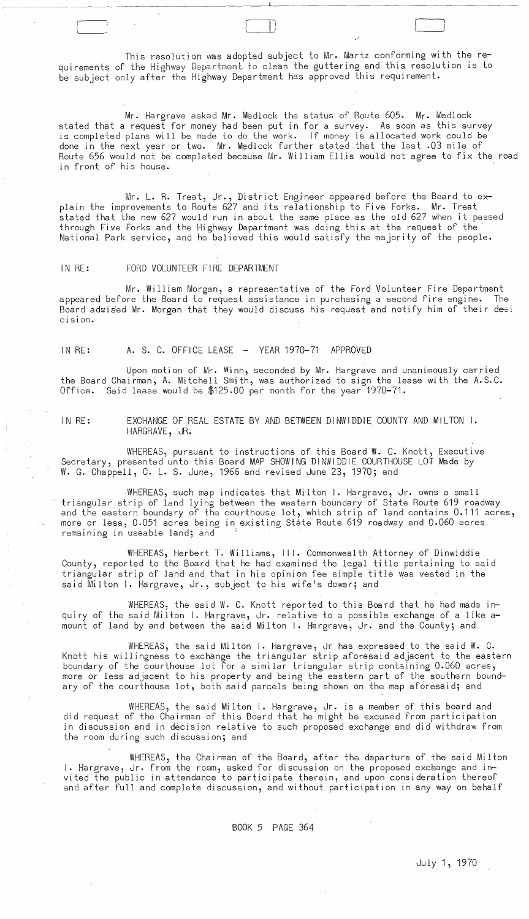This resolution was adopted subject to Mr. Martz conforming with the requirements of the Highway Department to clean the guttering and this resolution is to be subject only after the Highway Department has approved this requirement.

Mr. Hargrave asked Mr. Medlock the status of Route 605. Mr. Medlock stated that a request for money had been put in for a survey. As soon as this survey is completed plans will be made to do the work. If money is allocated work could be done in the next year or two. Mr. Medlock further stated that the last .03 mile of Route 656 would not be completed because Mr. William Ellis would not agree to fix the road in front of his house.

Mr. L. R. Treat, Jr., District Engineer appeared before the Board to explain the improvements to Route 627 and its relationship to Five Forks. Mr. Treat stated that the new 627 would run in about the same place as the old 627 when it passed through Five Forks and the Highway Department was doing this at the request of the National Park service, and he believed this would satisfy the majority of the people.

IN RE: FORD VOLUNTEER FIRE DEPARTMENT

Mr. William Morgan, a representative of the Ford Volunteer Fire Department appeared before the Board to request assistance in purchasing a second fire engine. The Board advised Mr. Morgan that they would discuss his request and notify him of their decision.

IN RE: A. S. C. OFFICE LEASE - YEAR 1970-71 APPROVED

Upon motion of Mr. Winn, seconded by Mr. Hargrave and unanimously carried the Board Chairman, A. Mitchell Smith, was authorized to sign the lease with the A.S.C. Office. Said lease would be $125.00 per month for the year 1970-71.

IN RE: EXCHANGE OF REAL ESTATE BY AND BETWEEN DINWIDDIE COUNTY AND MILTON I. HARGRAVE, JR.

WHEREAS, pursuant to instructions of this Board W. C. Knott, Executive Secretary, presented unto this Board MAP SHOWING DINWIDDIE COURTHOUSE LOT Made by W. G. Chappell, C. L. S. June, 1966 and revised June 23, 1970; and

WHEREAS, such map indicates that Milton I. Hargrave, Jr. owns a small triangular strip of land lying between the western boundary of State Route 619 roadway and the eastern boundary of the courthouse lot, which strip of land contains 0.111 acres, more or less, 0.051 acres being in existing State Route 619 roadway and 0.060 acres remaining in useable land; and

WHEREAS, Herbert T. Williams, III. Commonwealth Attorney of Dinwiddie County, reported to the Board that he had examined the legal title pertaining to said triangular strip of land and that in his opinion fee simple title was vested in the said Milton I. Hargrave, Jr., subject to his wife's dower; and

WHEREAS, the said W. C. Knott reported to this Board that he had made inquiry of the said Milton I. Hargrave, Jr. relative to a possible exchange of a like amount of land by and between the said Milton I. Hargrave, Jr. and the County; and

WHEREAS, the said Milton I. Hargrave, Jr has expressed to the said W. C. Knott his willingness to exchange the triangular strip aforesaid adjacent to the eastern boundary of the courthouse lot for a similar triangular strip containing 0.060 acres, more or less adjacent to his property and being the eastern part of the southern boundary of the courthouse lot, both said parcels being shown on the map aforesaid; and

WHEREAS, the said Milton I. Hargrave, Jr. is a member of this board and did request of the Chairman of this Board that he might be excused from participation in discussion and in decision relative to such proposed exchange and did withdraw from the room during such discussion; and

WHEREAS, the Chairman of the Board, after the departure of the said Milton I. Hargrave, Jr. from the room, asked for discussion on the proposed exchange and invited the public in attendance to participate therein, and upon consideration thereof and after full and complete discussion, and without participation in any way on behalf

BOOK 5 PAGE 364

July 1, 1970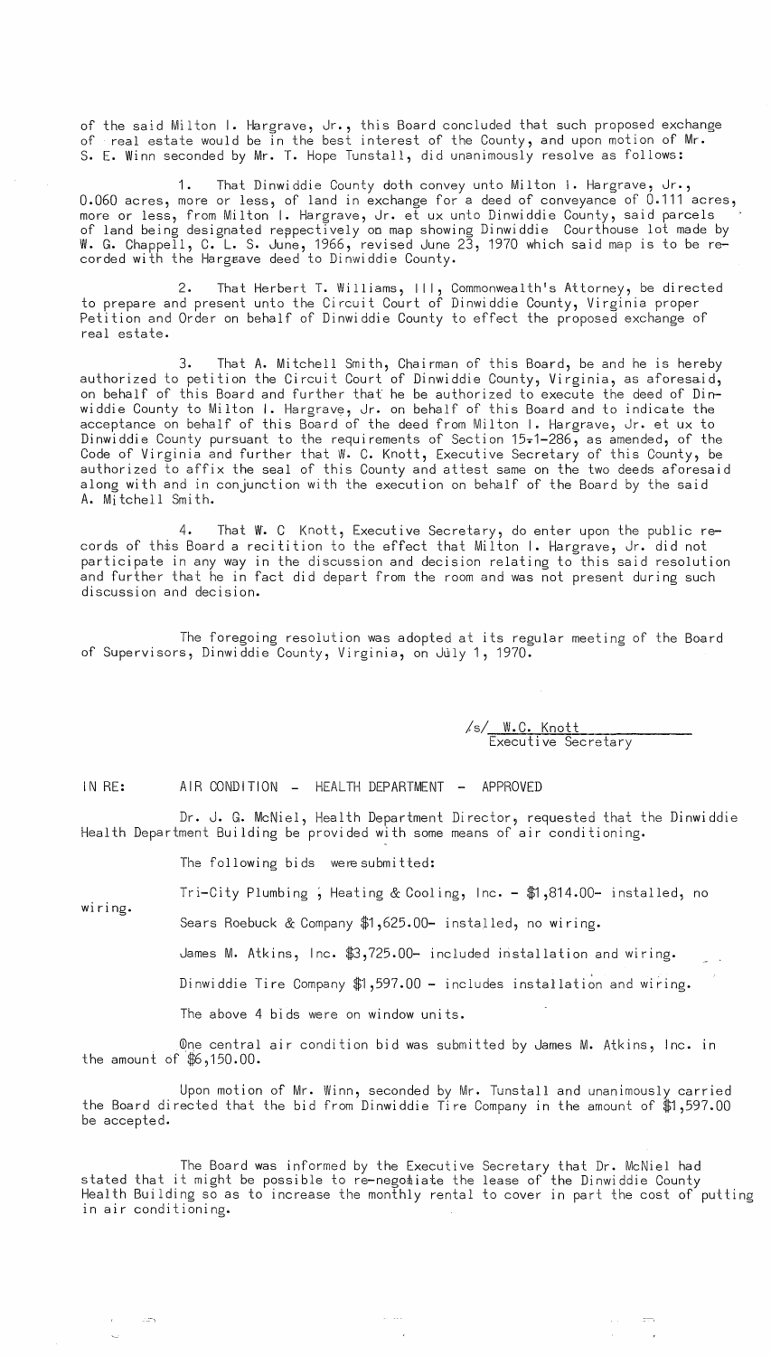of the said Milton I. Hargrave, Jr., this Board concluded that such proposed exchange of real estate would be in the best interest of the County, and upon motion of Mr. S. E. Winn seconded by Mr. T. Hope Tunstall, did unanimously resolve as follows:

1. That Dinwiddie County doth convey unto Milton I. Hargrave, Jr., 0.060 acres, more or less, of land in exchange for a deed of conveyance of 0.111 acres, more or less, from Milton I. Hargrave, Jr. et ux unto Dinwiddie County, said parcels of land being designated reppectively on map showing Dinwiddie Courthouse lot made by W. G. Chappell, C. L. S. June, 1966, revised June 23, 1970 which said map is to be recorded with the Hargrave deed to Dinwiddie County.

2. That Herbert T. Williams, III, Commonwealth's Attorney, be directed to prepare and present unto the Circuit Court of Dinwiddie County, Virginia proper Petition and Order on behalf of Dinwiddie County to effect the proposed exchange of real estate.

3. That A. Mitchell Smith, Chairman of this Board, be and he is hereby authorized to petition the Circuit Court of Dinwiddie County, Virginia, as aforesaid, on behalf of this Board and further that he be authorized to execute the deed of Dinwiddie County to Milton I. Hargrave, Jr. on behalf of this Board and to indicate the acceptance on behalf of this Board of the deed from Milton I. Hargrave, Jr. et ux to Dinwiddie County pursuant to the requirements of Section 15-1-286, as amended, of the Code of Virginia and further that W. C. Knott, Executive Secretary of this County, be authorized to affix the seal of this County and attest same on the two deeds aforesaid along with and in conjunction with the execution on behalf of the Board by the said A. Mitchell Smith.

4. That W. C Knott, Executive Secretary, do enter upon the public records of this Board a recitition to the effect that Milton I. Hargrave, Jr. did not participate in any way in the discussion and decision relating to this said resolution and further that he in fact did depart from the room and was not present during such discussion and decision.

The foregoing resolution was adopted at its regular meeting of the Board of Supervisors, Dinwiddie County, Virginia, on July 1, 1970.

/s/ W.C. Knott
Executive Secretary

IN RE: AIR CONDITION - HEALTH DEPARTMENT - APPROVED

Dr. J. G. McNiel, Health Department Director, requested that the Dinwiddie Health Department Building be provided with some means of air conditioning.

The following bids were submitted:

Tri-City Plumbing ; Heating & Cooling, Inc. - $1,814.00- installed, no wiring.

Sears Roebuck & Company $1,625.00- installed, no wiring.

James M. Atkins, Inc. $3,725.00- included installation and wiring.

Dinwiddie Tire Company $1,597.00 - includes installation and wiring.

The above 4 bids were on window units.

One central air condition bid was submitted by James M. Atkins, Inc. in the amount of $6,150.00.

Upon motion of Mr. Winn, seconded by Mr. Tunstall and unanimously carried the Board directed that the bid from Dinwiddie Tire Company in the amount of $1,597.00 be accepted.

The Board was informed by the Executive Secretary that Dr. McNiel had stated that it might be possible to re-negotiate the lease of the Dinwiddie County Health Building so as to increase the monthly rental to cover in part the cost of putting in air conditioning.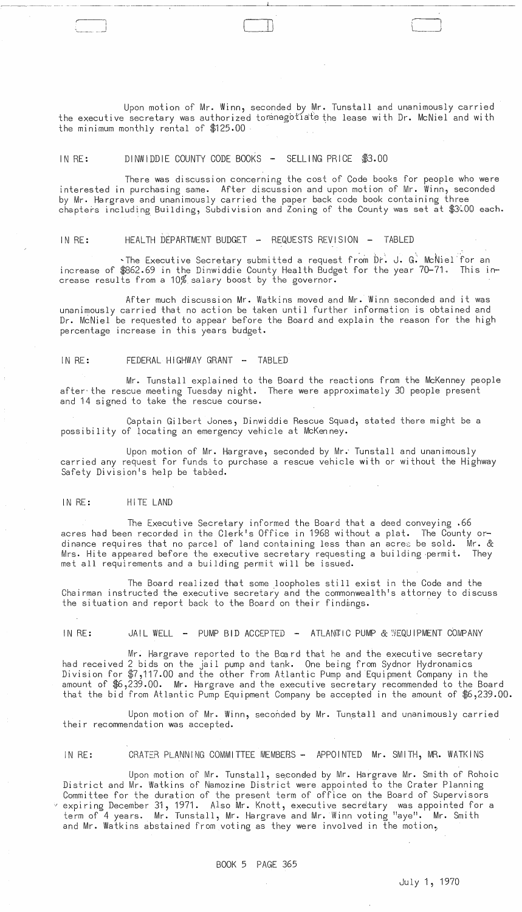Upon motion of Mr. Winn, seconded by Mr. Tunstall and unanimously carried the executive secretary was authorized to negotiate the lease with Dr. McNiel and with the minimum monthly rental of $125.00

IN RE: DINWIDDIE COUNTY CODE BOOKS - SELLING PRICE $3.00

There was discussion concerning the cost of Code books for people who were interested in purchasing same. After discussion and upon motion of Mr. Winn, seconded by Mr. Hargrave and unanimously carried the paper back code book containing three chapters including Building, Subdivision and Zoning of the County was set at $3.00 each.

IN RE: HEALTH DEPARTMENT BUDGET - REQUESTS REVISION - TABLED

The Executive Secretary submitted a request from Dr. J. G. McNiel for an increase of $862.69 in the Dinwiddie County Health Budget for the year 70-71. This increase results from a 10% salary boost by the governor.

After much discussion Mr. Watkins moved and Mr. Winn seconded and it was unanimously carried that no action be taken until further information is obtained and Dr. McNiel be requested to appear before the Board and explain the reason for the high percentage increase in this years budget.

IN RE: FEDERAL HIGHWAY GRANT - TABLED

Mr. Tunstall explained to the Board the reactions from the McKenney people after the rescue meeting Tuesday night. There were approximately 30 people present and 14 signed to take the rescue course.

Captain Gilbert Jones, Dinwiddie Rescue Squad, stated there might be a possibility of locating an emergency vehicle at McKenney.

Upon motion of Mr. Hargrave, seconded by Mr. Tunstall and unanimously carried any request for funds to purchase a rescue vehicle with or without the Highway Safety Division's help be tabled.

IN RE: HITE LAND

The Executive Secretary informed the Board that a deed conveying .66 acres had been recorded in the Clerk's Office in 1968 without a plat. The County ordinance requires that no parcel of land containing less than an acres be sold. Mr. & Mrs. Hite appeared before the executive secretary requesting a building permit. They met all requirements and a building permit will be issued.

The Board realized that some loopholes still exist in the Code and the Chairman instructed the executive secretary and the commonwealth's attorney to discuss the situation and report back to the Board on their findings.

IN RE: JAIL WELL - PUMP BID ACCEPTED - ATLANTIC PUMP & EQUIPMENT COMPANY

Mr. Hargrave reported to the Board that he and the executive secretary had received 2 bids on the jail pump and tank. One being from Sydnor Hydronamics Division for $7,117.00 and the other from Atlantic Pump and Equipment Company in the amount of $6,239.00. Mr. Hargrave and the executive secretary recommended to the Board that the bid from Atlantic Pump Equipment Company be accepted in the amount of $6,239.00.

Upon motion of Mr. Winn, seconded by Mr. Tunstall and unanimously carried their recommendation was accepted.

IN RE: CRATER PLANNING COMMITTEE MEMBERS - APPOINTED Mr. SMITH, MR. WATKINS

Upon motion of Mr. Tunstall, seconded by Mr. Hargrave Mr. Smith of Rohoic District and Mr. Watkins of Namozine District were appointed to the Crater Planning Committee for the duration of the present term of office on the Board of Supervisors expiring December 31, 1971. Also Mr. Knott, executive secretary was appointed for a term of 4 years. Mr. Tunstall, Mr. Hargrave and Mr. Winn voting "aye". Mr. Smith and Mr. Watkins abstained from voting as they were involved in the motion.

BOOK 5 PAGE 365

July 1, 1970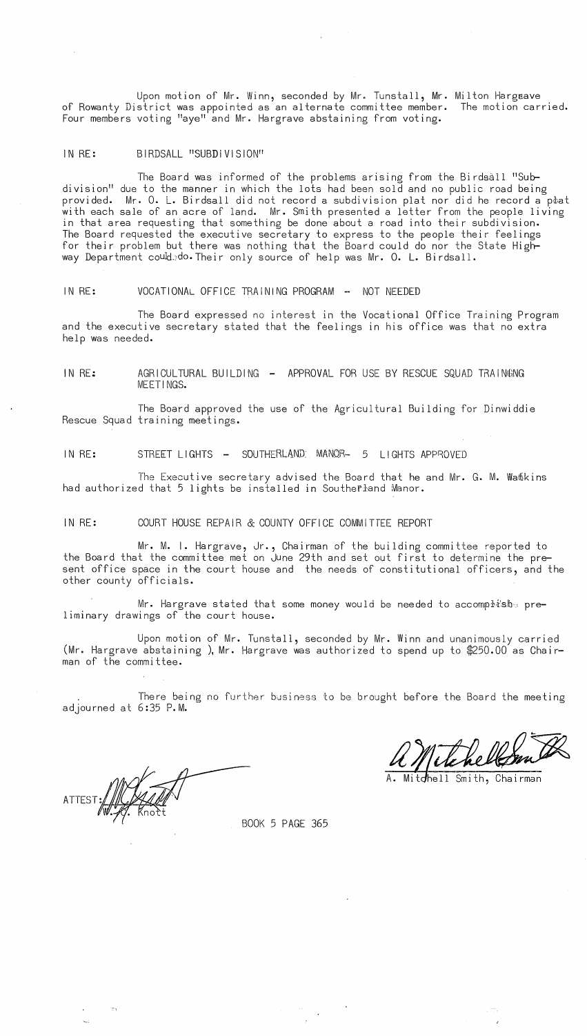Upon motion of Mr. Winn, seconded by Mr. Tunstall, Mr. Milton Hargrave of Rowanty District was appointed as an alternate committee member. The motion carried. Four members voting "aye" and Mr. Hargrave abstaining from voting.

IN RE: BIRDSALL "SUBDIVISION"

The Board was informed of the problems arising from the Birdsall "Subdivision" due to the manner in which the lots had been sold and no public road being provided. Mr. O. L. Birdsall did not record a subdivision plat nor did he record a plat with each sale of an acre of land. Mr. Smith presented a letter from the people living in that area requesting that something be done about a road into their subdivision. The Board requested the executive secretary to express to the people their feelings for their problem but there was nothing that the Board could do nor the State Highway Department could do. Their only source of help was Mr. O. L. Birdsall.

IN RE: VOCATIONAL OFFICE TRAINING PROGRAM - NOT NEEDED

The Board expressed no interest in the Vocational Office Training Program and the executive secretary stated that the feelings in his office was that no extra help was needed.

IN RE: AGRICULTURAL BUILDING - APPROVAL FOR USE BY RESCUE SQUAD TRAINING MEETINGS.

The Board approved the use of the Agricultural Building for Dinwiddie Rescue Squad training meetings.

IN RE: STREET LIGHTS - SOUTHERLAND MANOR- 5 LIGHTS APPROVED

The Executive secretary advised the Board that he and Mr. G. M. Watkins had authorized that 5 lights be installed in Southerland Manor.

IN RE: COURT HOUSE REPAIR & COUNTY OFFICE COMMITTEE REPORT

Mr. M. I. Hargrave, Jr., Chairman of the building committee reported to the Board that the committee met on June 29th and set out first to determine the present office space in the court house and the needs of constitutional officers, and the other county officials.

Mr. Hargrave stated that some money would be needed to accomplish preliminary drawings of the court house.

Upon motion of Mr. Tunstall, seconded by Mr. Winn and unanimously carried (Mr. Hargrave abstaining), Mr. Hargrave was authorized to spend up to $250.00 as Chairman of the committee.

There being no further business to be brought before the Board the meeting adjourned at 6:35 P.M.

A. Mitchell Smith, Chairman

ATTEST: W. C. Knott

BOOK 5 PAGE 365